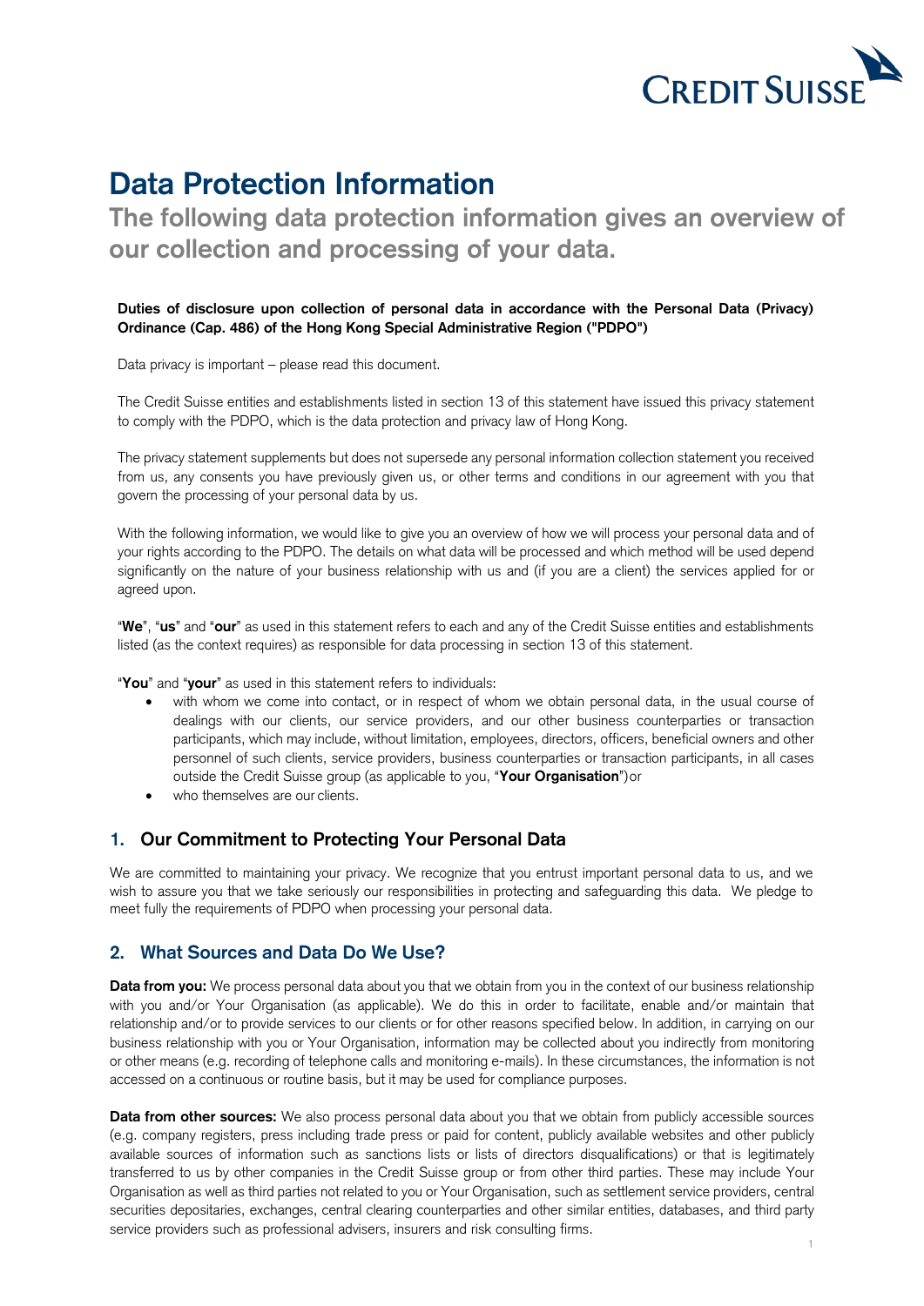# Data Protection Information

## The following data protection information gives an overview of our collection and processing of your data.

**Duties of disclosure upon collection of personal data in accordance with the Personal Data (Privacy) Ordinance (Cap. 486) of the Hong Kong Special Administrative Region ("PDPO")**

Data privacy is important – please read this document.

The Credit Suisse entities and establishments listed in section 13 of this statement have issued this privacy statement to comply with the PDPO, which is the data protection and privacy law of Hong Kong.

The privacy statement supplements but does not supersede any personal information collection statement you received from us, any consents you have previously given us, or other terms and conditions in our agreement with you that govern the processing of your personal data by us.

With the following information, we would like to give you an overview of how we will process your personal data and of your rights according to the PDPO. The details on what data will be processed and which method will be used depend significantly on the nature of your business relationship with us and (if you are a client) the services applied for or agreed upon.

"**We**", "**us**" and "**our**" as used in this statement refers to each and any of the Credit Suisse entities and establishments listed (as the context requires) as responsible for data processing in section 13 of this statement.

"**You**" and "**your**" as used in this statement refers to individuals:

- with whom we come into contact, or in respect of whom we obtain personal data, in the usual course of dealings with our clients, our service providers, and our other business counterparties or transaction participants, which may include, without limitation, employees, directors, officers, beneficial owners and other personnel of such clients, service providers, business counterparties or transaction participants, in all cases outside the Credit Suisse group (as applicable to you, "**Your Organisation**") or
- who themselves are our clients.

## 1. Our Commitment to Protecting Your Personal Data

We are committed to maintaining your privacy. We recognize that you entrust important personal data to us, and we wish to assure you that we take seriously our responsibilities in protecting and safeguarding this data. We pledge to meet fully the requirements of PDPO when processing your personal data.

## 2. What Sources and Data Do We Use?

**Data from you:** We process personal data about you that we obtain from you in the context of our business relationship with you and/or Your Organisation (as applicable). We do this in order to facilitate, enable and/or maintain that relationship and/or to provide services to our clients or for other reasons specified below. In addition, in carrying on our business relationship with you or Your Organisation, information may be collected about you indirectly from monitoring or other means (e.g. recording of telephone calls and monitoring e-mails). In these circumstances, the information is not accessed on a continuous or routine basis, but it may be used for compliance purposes.

**Data from other sources:** We also process personal data about you that we obtain from publicly accessible sources (e.g. company registers, press including trade press or paid for content, publicly available websites and other publicly available sources of information such as sanctions lists or lists of directors disqualifications) or that is legitimately transferred to us by other companies in the Credit Suisse group or from other third parties. These may include Your Organisation as well as third parties not related to you or Your Organisation, such as settlement service providers, central securities depositaries, exchanges, central clearing counterparties and other similar entities, databases, and third party service providers such as professional advisers, insurers and risk consulting firms.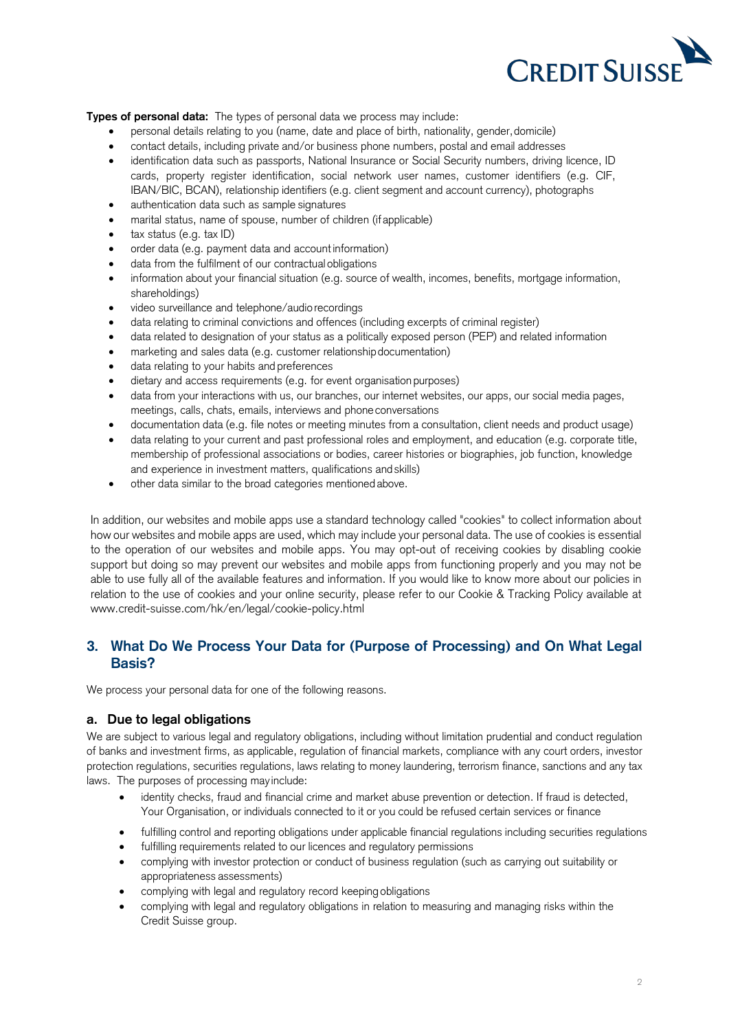**Types of personal data:** The types of personal data we process may include:

- personal details relating to you (name, date and place of birth, nationality, gender, domicile)
- contact details, including private and/or business phone numbers, postal and email addresses
- identification data such as passports, National Insurance or Social Security numbers, driving licence, ID cards, property register identification, social network user names, customer identifiers (e.g. CIF, IBAN/BIC, BCAN), relationship identifiers (e.g. client segment and account currency), photographs
- authentication data such as sample signatures
- marital status, name of spouse, number of children (if applicable)
- tax status (e.g. tax ID)
- order data (e.g. payment data and account information)
- data from the fulfilment of our contractual obligations
- information about your financial situation (e.g. source of wealth, incomes, benefits, mortgage information, shareholdings)
- video surveillance and telephone/audio recordings
- data relating to criminal convictions and offences (including excerpts of criminal register)
- data related to designation of your status as a politically exposed person (PEP) and related information
- marketing and sales data (e.g. customer relationship documentation)
- data relating to your habits and preferences
- dietary and access requirements (e.g. for event organisation purposes)
- data from your interactions with us, our branches, our internet websites, our apps, our social media pages, meetings, calls, chats, emails, interviews and phone conversations
- documentation data (e.g. file notes or meeting minutes from a consultation, client needs and product usage)
- data relating to your current and past professional roles and employment, and education (e.g. corporate title, membership of professional associations or bodies, career histories or biographies, job function, knowledge and experience in investment matters, qualifications and skills)
- other data similar to the broad categories mentioned above.

In addition, our websites and mobile apps use a standard technology called "cookies" to collect information about how our websites and mobile apps are used, which may include your personal data. The use of cookies is essential to the operation of our websites and mobile apps. You may opt-out of receiving cookies by disabling cookie support but doing so may prevent our websites and mobile apps from functioning properly and you may not be able to use fully all of the available features and information. If you would like to know more about our policies in relation to the use of cookies and your online security, please refer to our Cookie & Tracking Policy available at www.credit-suisse.com/hk/en/legal/cookie-policy.html

## 3. What Do We Process Your Data for (Purpose of Processing) and On What Legal Basis?

We process your personal data for one of the following reasons.

### a. Due to legal obligations

We are subject to various legal and regulatory obligations, including without limitation prudential and conduct regulation of banks and investment firms, as applicable, regulation of financial markets, compliance with any court orders, investor protection regulations, securities regulations, laws relating to money laundering, terrorism finance, sanctions and any tax laws. The purposes of processing may include:

- identity checks, fraud and financial crime and market abuse prevention or detection. If fraud is detected, Your Organisation, or individuals connected to it or you could be refused certain services or finance
- fulfilling control and reporting obligations under applicable financial regulations including securities regulations
- fulfilling requirements related to our licences and regulatory permissions
- complying with investor protection or conduct of business regulation (such as carrying out suitability or appropriateness assessments)
- complying with legal and regulatory record keeping obligations
- complying with legal and regulatory obligations in relation to measuring and managing risks within the Credit Suisse group.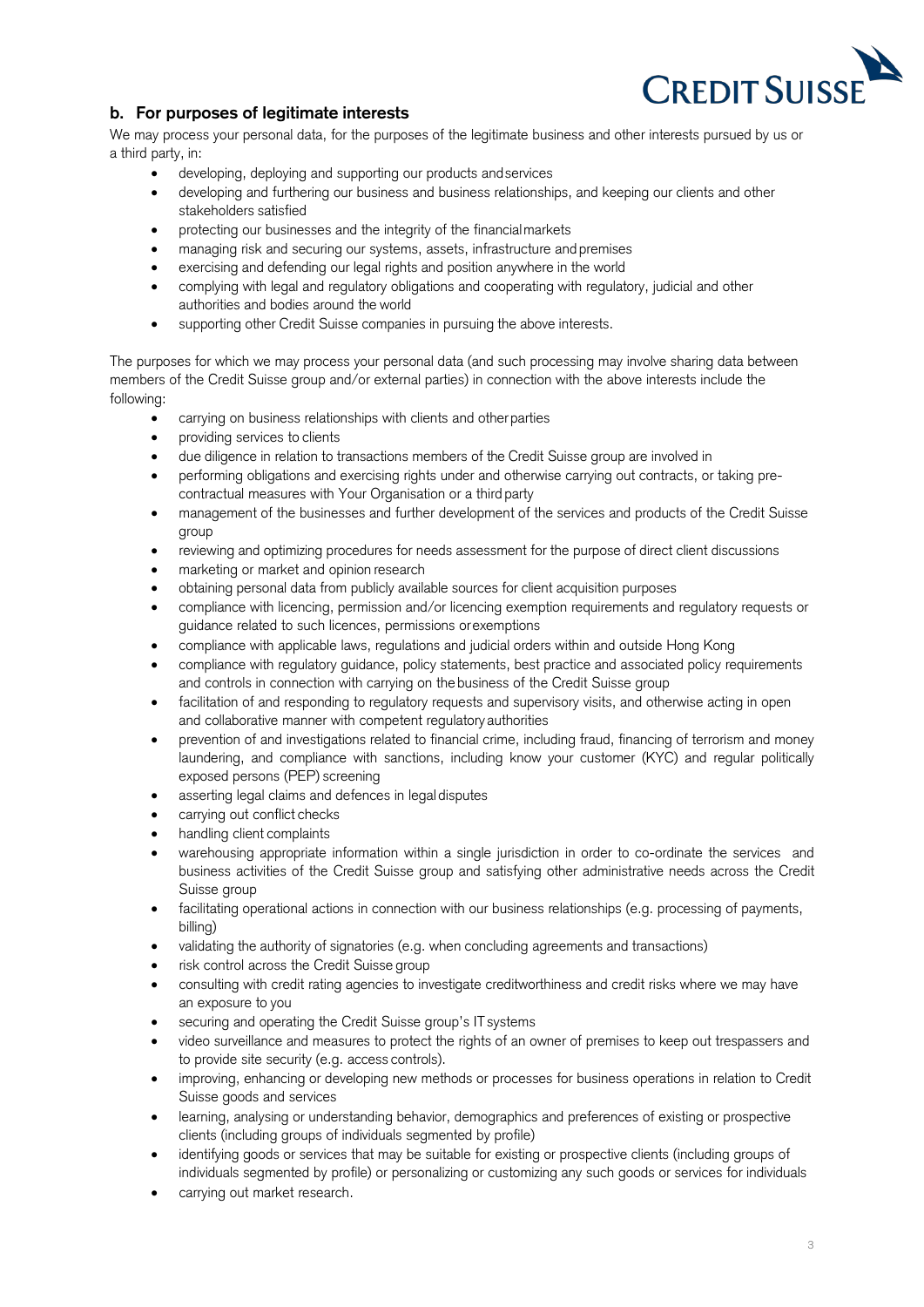## b. For purposes of legitimate interests

We may process your personal data, for the purposes of the legitimate business and other interests pursued by us or a third party, in:

- developing, deploying and supporting our products and services
- developing and furthering our business and business relationships, and keeping our clients and other stakeholders satisfied
- protecting our businesses and the integrity of the financial markets
- managing risk and securing our systems, assets, infrastructure and premises
- exercising and defending our legal rights and position anywhere in the world
- complying with legal and regulatory obligations and cooperating with regulatory, judicial and other authorities and bodies around the world
- supporting other Credit Suisse companies in pursuing the above interests.

The purposes for which we may process your personal data (and such processing may involve sharing data between members of the Credit Suisse group and/or external parties) in connection with the above interests include the following:

- carrying on business relationships with clients and other parties
- providing services to clients
- due diligence in relation to transactions members of the Credit Suisse group are involved in
- performing obligations and exercising rights under and otherwise carrying out contracts, or taking pre-contractual measures with Your Organisation or a third party
- management of the businesses and further development of the services and products of the Credit Suisse group
- reviewing and optimizing procedures for needs assessment for the purpose of direct client discussions
- marketing or market and opinion research
- obtaining personal data from publicly available sources for client acquisition purposes
- compliance with licencing, permission and/or licencing exemption requirements and regulatory requests or guidance related to such licences, permissions or exemptions
- compliance with applicable laws, regulations and judicial orders within and outside Hong Kong
- compliance with regulatory guidance, policy statements, best practice and associated policy requirements and controls in connection with carrying on the business of the Credit Suisse group
- facilitation of and responding to regulatory requests and supervisory visits, and otherwise acting in open and collaborative manner with competent regulatory authorities
- prevention of and investigations related to financial crime, including fraud, financing of terrorism and money laundering, and compliance with sanctions, including know your customer (KYC) and regular politically exposed persons (PEP) screening
- asserting legal claims and defences in legal disputes
- carrying out conflict checks
- handling client complaints
- warehousing appropriate information within a single jurisdiction in order to co-ordinate the services and business activities of the Credit Suisse group and satisfying other administrative needs across the Credit Suisse group
- facilitating operational actions in connection with our business relationships (e.g. processing of payments, billing)
- validating the authority of signatories (e.g. when concluding agreements and transactions)
- risk control across the Credit Suisse group
- consulting with credit rating agencies to investigate creditworthiness and credit risks where we may have an exposure to you
- securing and operating the Credit Suisse group's IT systems
- video surveillance and measures to protect the rights of an owner of premises to keep out trespassers and to provide site security (e.g. access controls).
- improving, enhancing or developing new methods or processes for business operations in relation to Credit Suisse goods and services
- learning, analysing or understanding behavior, demographics and preferences of existing or prospective clients (including groups of individuals segmented by profile)
- identifying goods or services that may be suitable for existing or prospective clients (including groups of individuals segmented by profile) or personalizing or customizing any such goods or services for individuals
- carrying out market research.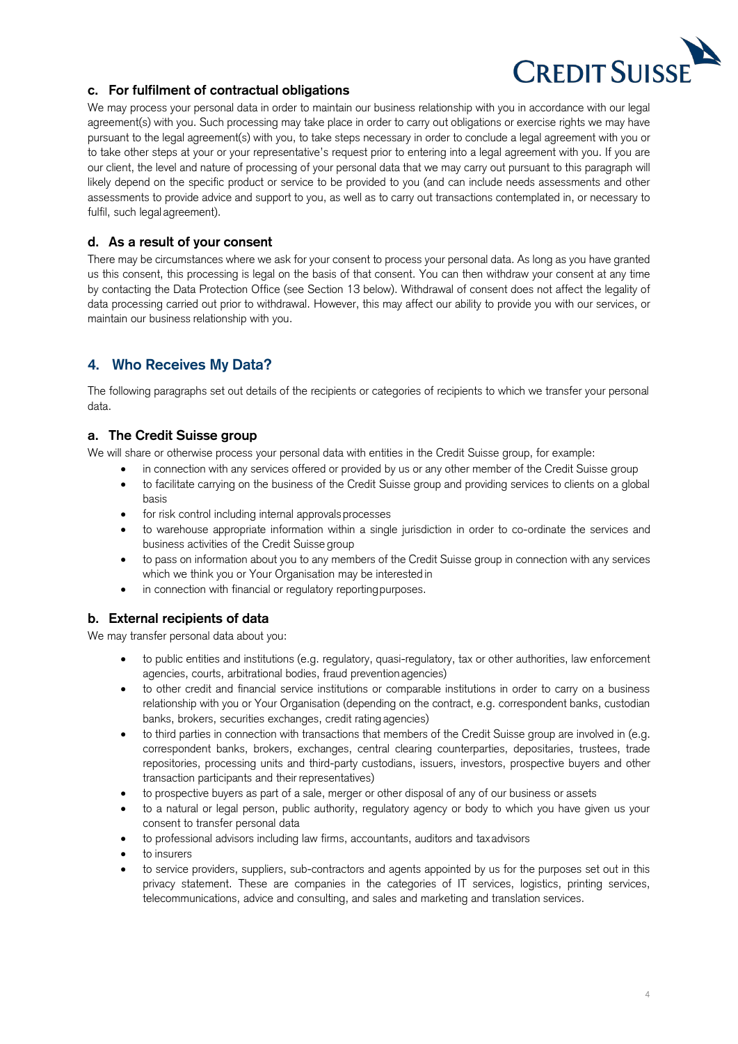### c. For fulfilment of contractual obligations

We may process your personal data in order to maintain our business relationship with you in accordance with our legal agreement(s) with you. Such processing may take place in order to carry out obligations or exercise rights we may have pursuant to the legal agreement(s) with you, to take steps necessary in order to conclude a legal agreement with you or to take other steps at your or your representative's request prior to entering into a legal agreement with you. If you are our client, the level and nature of processing of your personal data that we may carry out pursuant to this paragraph will likely depend on the specific product or service to be provided to you (and can include needs assessments and other assessments to provide advice and support to you, as well as to carry out transactions contemplated in, or necessary to fulfil, such legal agreement).

### d. As a result of your consent

There may be circumstances where we ask for your consent to process your personal data. As long as you have granted us this consent, this processing is legal on the basis of that consent. You can then withdraw your consent at any time by contacting the Data Protection Office (see Section 13 below). Withdrawal of consent does not affect the legality of data processing carried out prior to withdrawal. However, this may affect our ability to provide you with our services, or maintain our business relationship with you.

## 4. Who Receives My Data?

The following paragraphs set out details of the recipients or categories of recipients to which we transfer your personal data.

### a. The Credit Suisse group

We will share or otherwise process your personal data with entities in the Credit Suisse group, for example:

- in connection with any services offered or provided by us or any other member of the Credit Suisse group
- to facilitate carrying on the business of the Credit Suisse group and providing services to clients on a global basis
- for risk control including internal approvals processes
- to warehouse appropriate information within a single jurisdiction in order to co-ordinate the services and business activities of the Credit Suisse group
- to pass on information about you to any members of the Credit Suisse group in connection with any services which we think you or Your Organisation may be interested in
- in connection with financial or regulatory reporting purposes.

### b. External recipients of data

We may transfer personal data about you:

- to public entities and institutions (e.g. regulatory, quasi-regulatory, tax or other authorities, law enforcement agencies, courts, arbitrational bodies, fraud prevention agencies)
- to other credit and financial service institutions or comparable institutions in order to carry on a business relationship with you or Your Organisation (depending on the contract, e.g. correspondent banks, custodian banks, brokers, securities exchanges, credit rating agencies)
- to third parties in connection with transactions that members of the Credit Suisse group are involved in (e.g. correspondent banks, brokers, exchanges, central clearing counterparties, depositaries, trustees, trade repositories, processing units and third-party custodians, issuers, investors, prospective buyers and other transaction participants and their representatives)
- to prospective buyers as part of a sale, merger or other disposal of any of our business or assets
- to a natural or legal person, public authority, regulatory agency or body to which you have given us your consent to transfer personal data
- to professional advisors including law firms, accountants, auditors and tax advisors
- to insurers
- to service providers, suppliers, sub-contractors and agents appointed by us for the purposes set out in this privacy statement. These are companies in the categories of IT services, logistics, printing services, telecommunications, advice and consulting, and sales and marketing and translation services.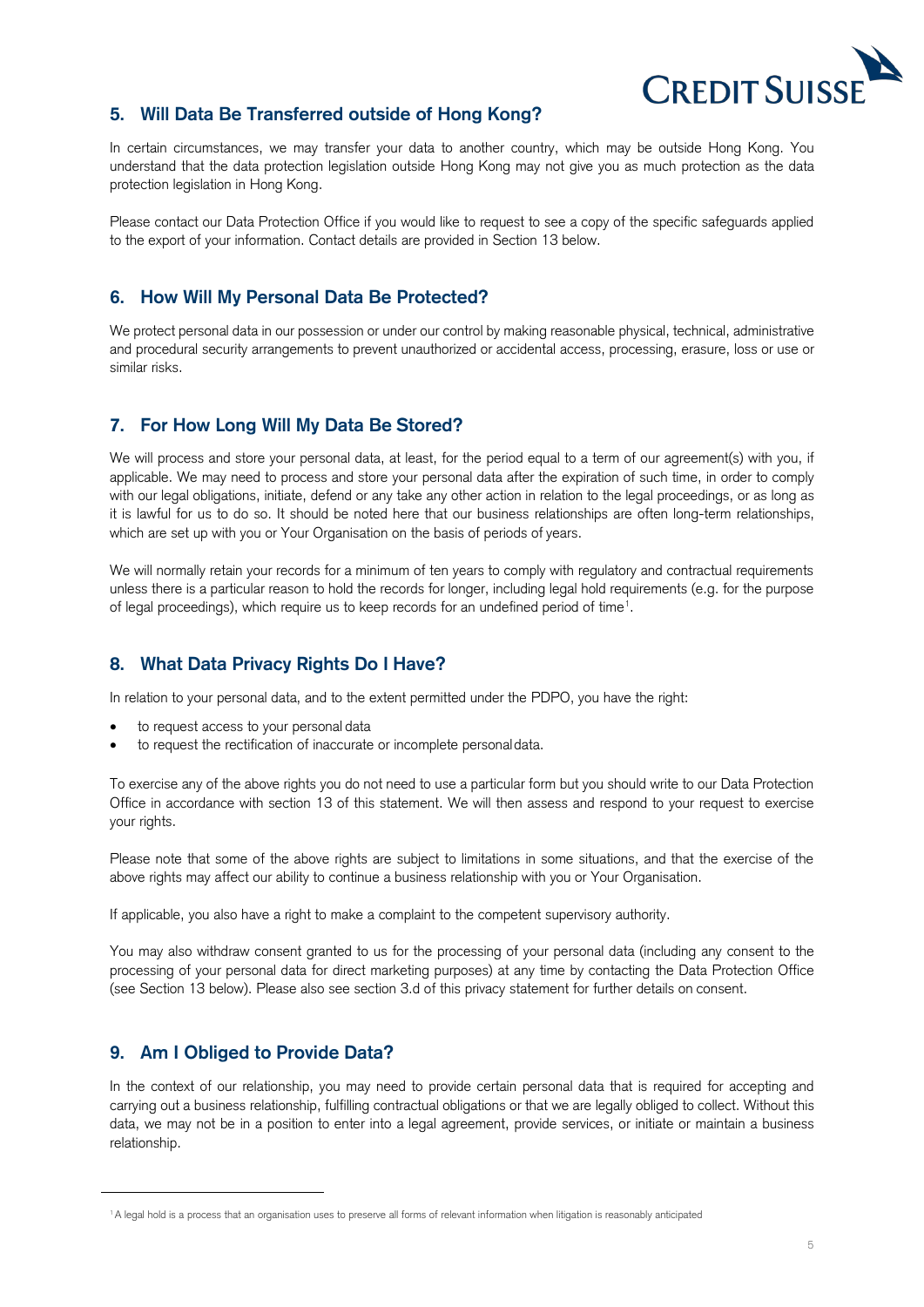## 5. Will Data Be Transferred outside of Hong Kong?

In certain circumstances, we may transfer your data to another country, which may be outside Hong Kong. You understand that the data protection legislation outside Hong Kong may not give you as much protection as the data protection legislation in Hong Kong.

Please contact our Data Protection Office if you would like to request to see a copy of the specific safeguards applied to the export of your information. Contact details are provided in Section 13 below.

## 6. How Will My Personal Data Be Protected?

We protect personal data in our possession or under our control by making reasonable physical, technical, administrative and procedural security arrangements to prevent unauthorized or accidental access, processing, erasure, loss or use or similar risks.

## 7. For How Long Will My Data Be Stored?

We will process and store your personal data, at least, for the period equal to a term of our agreement(s) with you, if applicable. We may need to process and store your personal data after the expiration of such time, in order to comply with our legal obligations, initiate, defend or any take any other action in relation to the legal proceedings, or as long as it is lawful for us to do so. It should be noted here that our business relationships are often long-term relationships, which are set up with you or Your Organisation on the basis of periods of years.

We will normally retain your records for a minimum of ten years to comply with regulatory and contractual requirements unless there is a particular reason to hold the records for longer, including legal hold requirements (e.g. for the purpose of legal proceedings), which require us to keep records for an undefined period of time[1].

## 8. What Data Privacy Rights Do I Have?

In relation to your personal data, and to the extent permitted under the PDPO, you have the right:

- to request access to your personal data
- to request the rectification of inaccurate or incomplete personal data.

To exercise any of the above rights you do not need to use a particular form but you should write to our Data Protection Office in accordance with section 13 of this statement. We will then assess and respond to your request to exercise your rights.

Please note that some of the above rights are subject to limitations in some situations, and that the exercise of the above rights may affect our ability to continue a business relationship with you or Your Organisation.

If applicable, you also have a right to make a complaint to the competent supervisory authority.

You may also withdraw consent granted to us for the processing of your personal data (including any consent to the processing of your personal data for direct marketing purposes) at any time by contacting the Data Protection Office (see Section 13 below). Please also see section 3.d of this privacy statement for further details on consent.

## 9. Am I Obliged to Provide Data?

In the context of our relationship, you may need to provide certain personal data that is required for accepting and carrying out a business relationship, fulfilling contractual obligations or that we are legally obliged to collect. Without this data, we may not be in a position to enter into a legal agreement, provide services, or initiate or maintain a business relationship.

---

[1] A legal hold is a process that an organisation uses to preserve all forms of relevant information when litigation is reasonably anticipated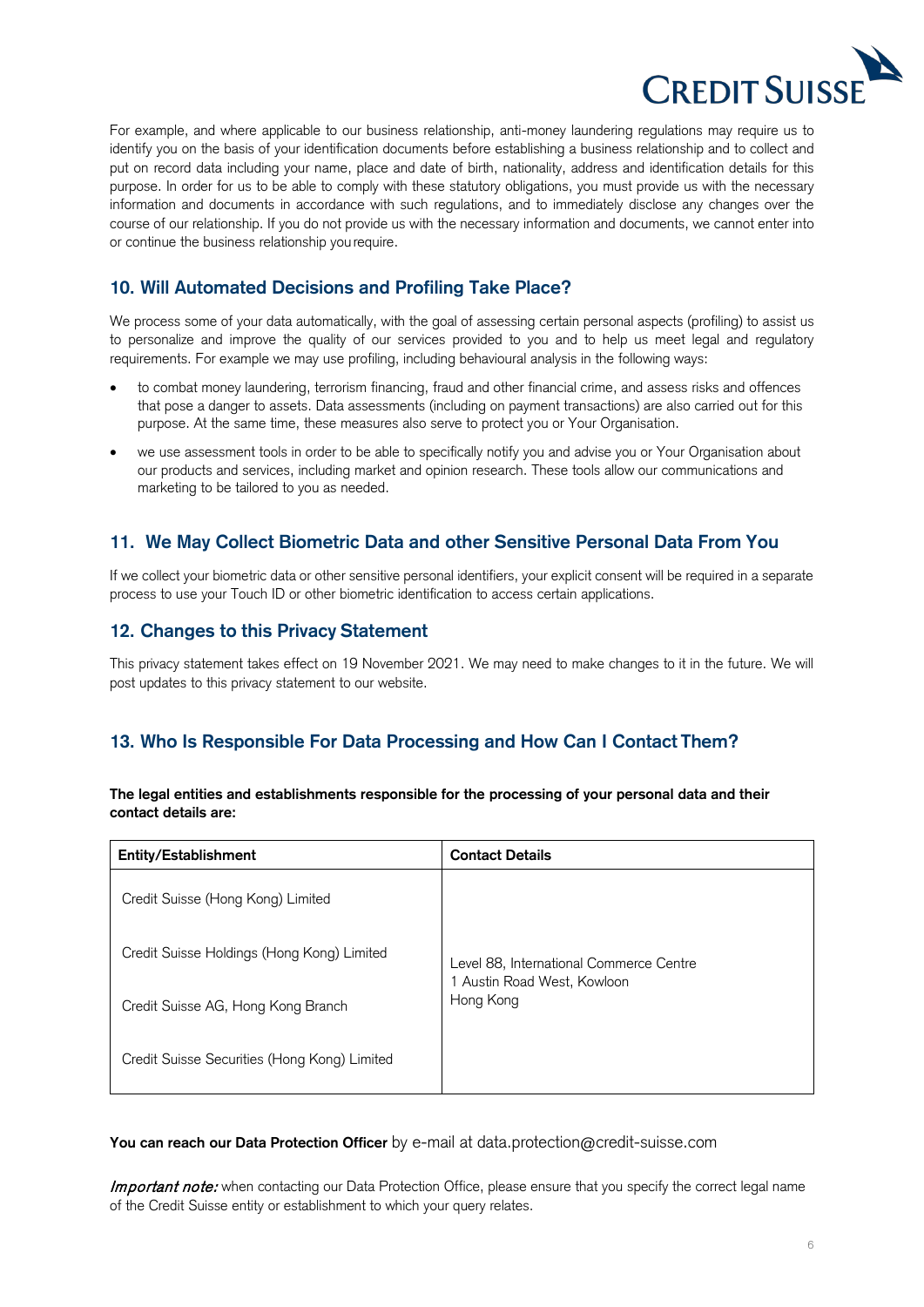For example, and where applicable to our business relationship, anti-money laundering regulations may require us to identify you on the basis of your identification documents before establishing a business relationship and to collect and put on record data including your name, place and date of birth, nationality, address and identification details for this purpose. In order for us to be able to comply with these statutory obligations, you must provide us with the necessary information and documents in accordance with such regulations, and to immediately disclose any changes over the course of our relationship. If you do not provide us with the necessary information and documents, we cannot enter into or continue the business relationship you require.

## 10. Will Automated Decisions and Profiling Take Place?

We process some of your data automatically, with the goal of assessing certain personal aspects (profiling) to assist us to personalize and improve the quality of our services provided to you and to help us meet legal and regulatory requirements. For example we may use profiling, including behavioural analysis in the following ways:

- to combat money laundering, terrorism financing, fraud and other financial crime, and assess risks and offences that pose a danger to assets. Data assessments (including on payment transactions) are also carried out for this purpose. At the same time, these measures also serve to protect you or Your Organisation.
- we use assessment tools in order to be able to specifically notify you and advise you or Your Organisation about our products and services, including market and opinion research. These tools allow our communications and marketing to be tailored to you as needed.

## 11. We May Collect Biometric Data and other Sensitive Personal Data From You

If we collect your biometric data or other sensitive personal identifiers, your explicit consent will be required in a separate process to use your Touch ID or other biometric identification to access certain applications.

## 12. Changes to this Privacy Statement

This privacy statement takes effect on 19 November 2021. We may need to make changes to it in the future. We will post updates to this privacy statement to our website.

## 13. Who Is Responsible For Data Processing and How Can I Contact Them?

**The legal entities and establishments responsible for the processing of your personal data and their contact details are:**

| Entity/Establishment | Contact Details |
|---|---|
| Credit Suisse (Hong Kong) Limited<br>Credit Suisse Holdings (Hong Kong) Limited<br>Credit Suisse AG, Hong Kong Branch<br>Credit Suisse Securities (Hong Kong) Limited | Level 88, International Commerce Centre<br>1 Austin Road West, Kowloon<br>Hong Kong |

**You can reach our Data Protection Officer** by e-mail at data.protection@credit-suisse.com

***Important note:*** when contacting our Data Protection Office, please ensure that you specify the correct legal name of the Credit Suisse entity or establishment to which your query relates.